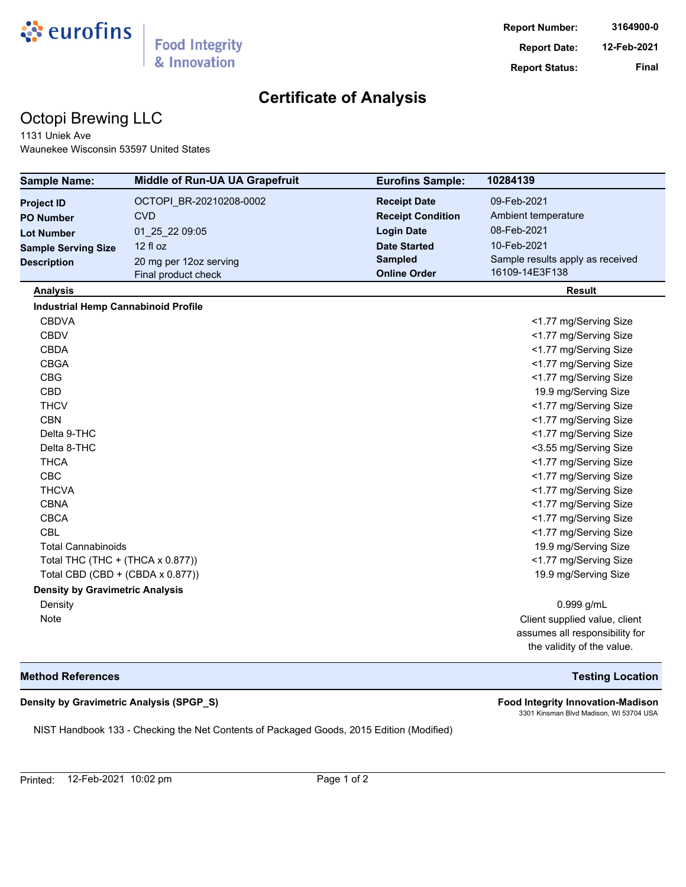eurofins | Food Integrity & Innovation

| Report Number: | 3164900-0 |
|---|---|
| Report Date: | 12-Feb-2021 |
| Report Status: | Final |

# Certificate of Analysis

## Octopi Brewing LLC

1131 Uniek Ave
Waunekee Wisconsin 53597 United States

| Sample Name: | Middle of Run-UA UA Grapefruit | Eurofins Sample: | 10284139 |
|---|---|---|---|
| Project ID | OCTOPI_BR-20210208-0002 | Receipt Date | 09-Feb-2021 |
| PO Number | CVD | Receipt Condition | Ambient temperature |
| Lot Number | 01_25_22 09:05 | Login Date | 08-Feb-2021 |
| Sample Serving Size | 12 fl oz | Date Started | 10-Feb-2021 |
| Description | 20 mg per 12oz serving<br>Final product check | Sampled | Sample results apply as received |
| | | Online Order | 16109-14E3F138 |

| Analysis | Result |
|---|---|
| **Industrial Hemp Cannabinoid Profile** | |
| CBDVA | <1.77 mg/Serving Size |
| CBDV | <1.77 mg/Serving Size |
| CBDA | <1.77 mg/Serving Size |
| CBGA | <1.77 mg/Serving Size |
| CBG | <1.77 mg/Serving Size |
| CBD | 19.9 mg/Serving Size |
| THCV | <1.77 mg/Serving Size |
| CBN | <1.77 mg/Serving Size |
| Delta 9-THC | <1.77 mg/Serving Size |
| Delta 8-THC | <3.55 mg/Serving Size |
| THCA | <1.77 mg/Serving Size |
| CBC | <1.77 mg/Serving Size |
| THCVA | <1.77 mg/Serving Size |
| CBNA | <1.77 mg/Serving Size |
| CBCA | <1.77 mg/Serving Size |
| CBL | <1.77 mg/Serving Size |
| Total Cannabinoids | 19.9 mg/Serving Size |
| Total THC (THC + (THCA x 0.877)) | <1.77 mg/Serving Size |
| Total CBD (CBD + (CBDA x 0.877)) | 19.9 mg/Serving Size |
| **Density by Gravimetric Analysis** | |
| Density | 0.999 g/mL |
| Note | Client supplied value, client assumes all responsibility for the validity of the value. |

| Method References | Testing Location |
|---|---|
| **Density by Gravimetric Analysis (SPGP_S)** | **Food Integrity Innovation-Madison**<br>3301 Kinsman Blvd Madison, WI 53704 USA |

NIST Handbook 133 - Checking the Net Contents of Packaged Goods, 2015 Edition (Modified)

Printed: 12-Feb-2021 10:02 pm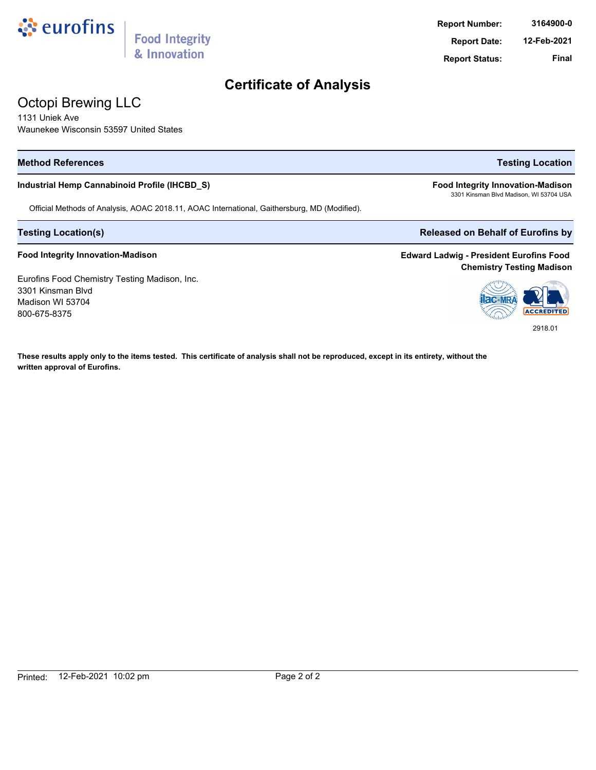**Report Number:** 3164900-0
**Report Date:** 12-Feb-2021
**Report Status:** Final

# Certificate of Analysis

## Octopi Brewing LLC

1131 Uniek Ave
Waunekee Wisconsin 53597 United States

| Method References | Testing Location |
|---|---|
| **Industrial Hemp Cannabinoid Profile (IHCBD_S)** | **Food Integrity Innovation-Madison** 3301 Kinsman Blvd Madison, WI 53704 USA |

Official Methods of Analysis, AOAC 2018.11, AOAC International, Gaithersburg, MD (Modified).

| Testing Location(s) | Released on Behalf of Eurofins by |
|---|---|
| **Food Integrity Innovation-Madison** | **Edward Ladwig - President Eurofins Food Chemistry Testing Madison** |

Eurofins Food Chemistry Testing Madison, Inc.
3301 Kinsman Blvd
Madison WI 53704
800-675-8375

2918.01

**These results apply only to the items tested. This certificate of analysis shall not be reproduced, except in its entirety, without the written approval of Eurofins.**

Printed: 12-Feb-2021 10:02 pm